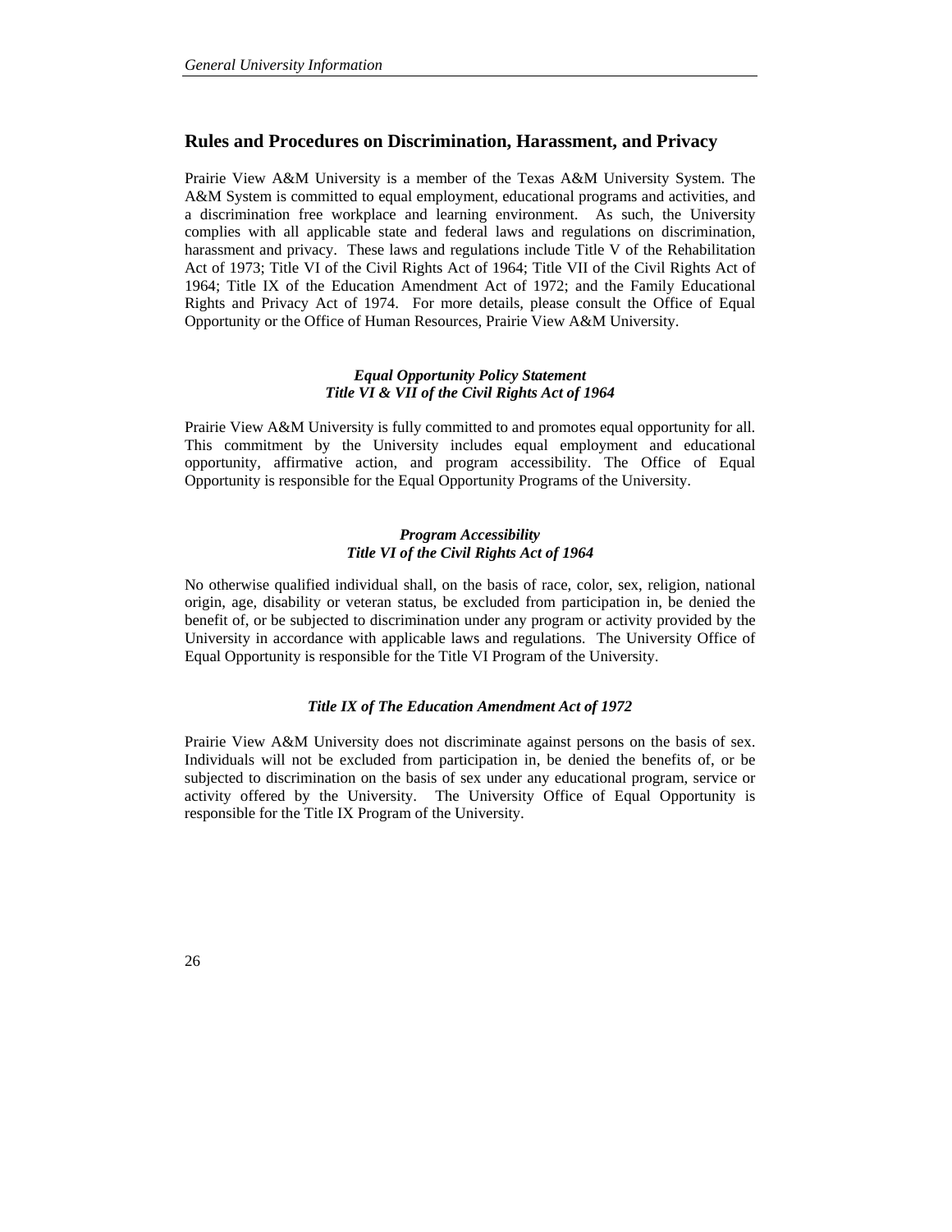## Rules and Procedures on Discrimination, Harassment, and Privacy

Prairie View A&M University is a member of the Texas A&M University System. The A&M System is committed to equal employment, educational programs and activities, and a discrimination free workplace and learning environment. As such, the University complies with all applicable state and federal laws and regulations on discrimination, harassment and privacy. These laws and regulations include Title V of the Rehabilitation Act of 1973; Title VI of the Civil Rights Act of 1964; Title VII of the Civil Rights Act of 1964; Title IX of the Education Amendment Act of 1972; and the Family Educational Rights and Privacy Act of 1974. For more details, please consult the Office of Equal Opportunity or the Office of Human Resources, Prairie View A&M University.

***Equal Opportunity Policy Statement***
***Title VI & VII of the Civil Rights Act of 1964***

Prairie View A&M University is fully committed to and promotes equal opportunity for all. This commitment by the University includes equal employment and educational opportunity, affirmative action, and program accessibility. The Office of Equal Opportunity is responsible for the Equal Opportunity Programs of the University.

***Program Accessibility***
***Title VI of the Civil Rights Act of 1964***

No otherwise qualified individual shall, on the basis of race, color, sex, religion, national origin, age, disability or veteran status, be excluded from participation in, be denied the benefit of, or be subjected to discrimination under any program or activity provided by the University in accordance with applicable laws and regulations. The University Office of Equal Opportunity is responsible for the Title VI Program of the University.

***Title IX of The Education Amendment Act of 1972***

Prairie View A&M University does not discriminate against persons on the basis of sex. Individuals will not be excluded from participation in, be denied the benefits of, or be subjected to discrimination on the basis of sex under any educational program, service or activity offered by the University. The University Office of Equal Opportunity is responsible for the Title IX Program of the University.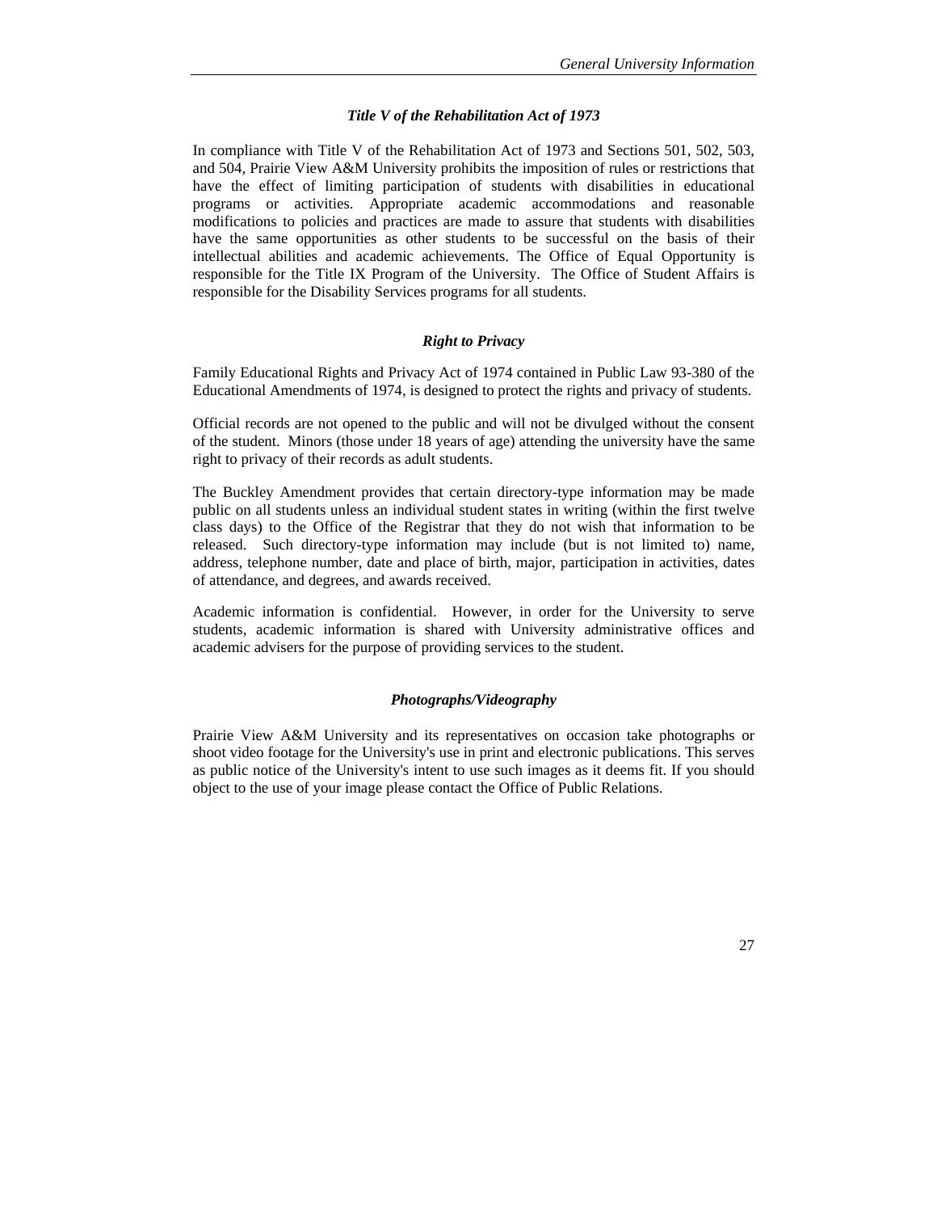### *Title V of the Rehabilitation Act of 1973*

In compliance with Title V of the Rehabilitation Act of 1973 and Sections 501, 502, 503, and 504, Prairie View A&M University prohibits the imposition of rules or restrictions that have the effect of limiting participation of students with disabilities in educational programs or activities. Appropriate academic accommodations and reasonable modifications to policies and practices are made to assure that students with disabilities have the same opportunities as other students to be successful on the basis of their intellectual abilities and academic achievements. The Office of Equal Opportunity is responsible for the Title IX Program of the University. The Office of Student Affairs is responsible for the Disability Services programs for all students.

### *Right to Privacy*

Family Educational Rights and Privacy Act of 1974 contained in Public Law 93-380 of the Educational Amendments of 1974, is designed to protect the rights and privacy of students.

Official records are not opened to the public and will not be divulged without the consent of the student. Minors (those under 18 years of age) attending the university have the same right to privacy of their records as adult students.

The Buckley Amendment provides that certain directory-type information may be made public on all students unless an individual student states in writing (within the first twelve class days) to the Office of the Registrar that they do not wish that information to be released. Such directory-type information may include (but is not limited to) name, address, telephone number, date and place of birth, major, participation in activities, dates of attendance, and degrees, and awards received.

Academic information is confidential. However, in order for the University to serve students, academic information is shared with University administrative offices and academic advisers for the purpose of providing services to the student.

### *Photographs/Videography*

Prairie View A&M University and its representatives on occasion take photographs or shoot video footage for the University's use in print and electronic publications. This serves as public notice of the University's intent to use such images as it deems fit. If you should object to the use of your image please contact the Office of Public Relations.